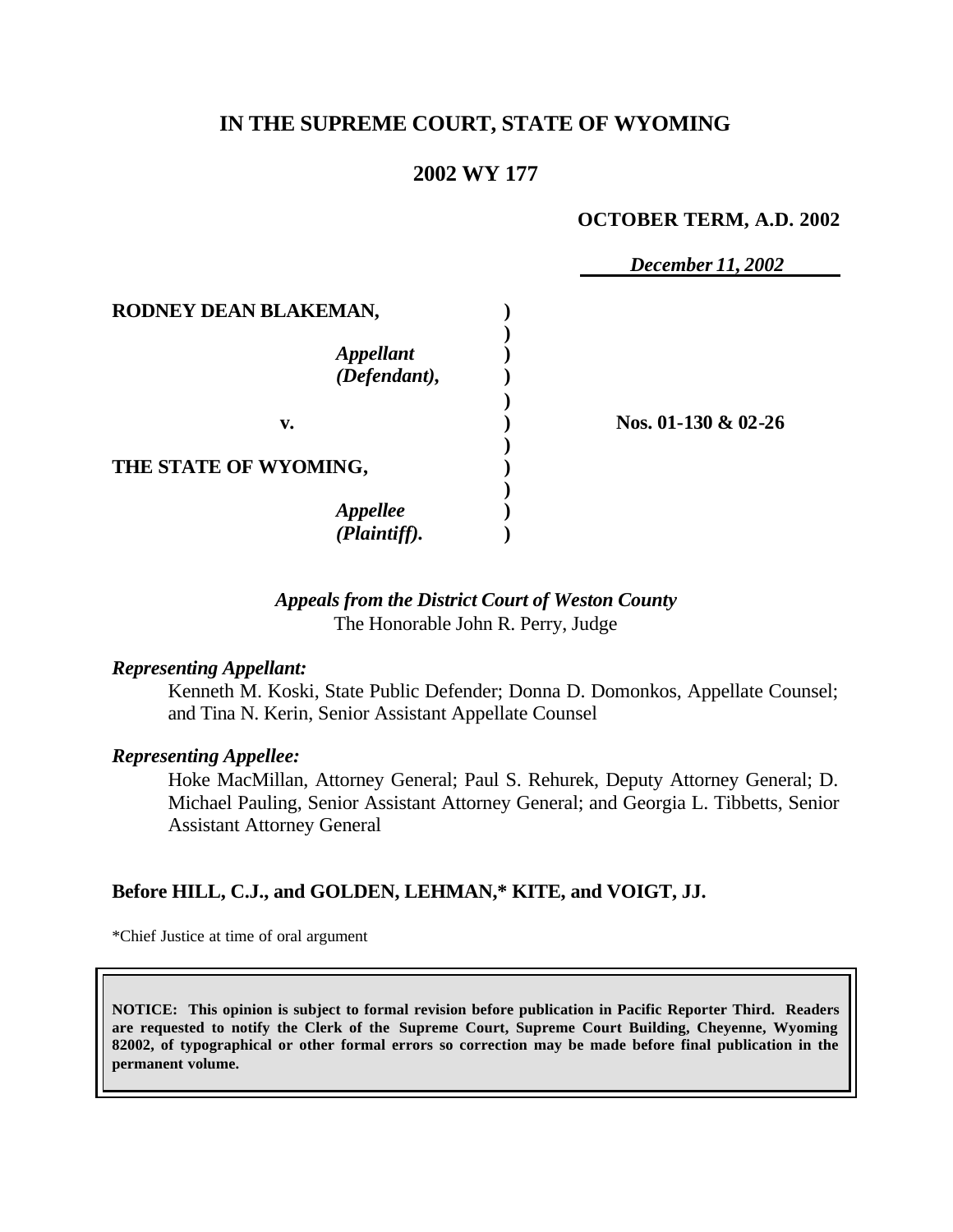# IN THE SUPREME COURT, STATE OF WYOMING

## 2002 WY 177

**OCTOBER TERM, A.D. 2002**

*December 11, 2002*

| | | |
|---|---|---|
| **RODNEY DEAN BLAKEMAN,** | **)** | |
| *Appellant (Defendant),* | **)** | |
| **v.** | **)** | **Nos. 01-130 & 02-26** |
| **THE STATE OF WYOMING,** | **)** | |
| *Appellee (Plaintiff).* | **)** | |

*Appeals from the District Court of Weston County*
The Honorable John R. Perry, Judge

***Representing Appellant:***

Kenneth M. Koski, State Public Defender; Donna D. Domonkos, Appellate Counsel; and Tina N. Kerin, Senior Assistant Appellate Counsel

***Representing Appellee:***

Hoke MacMillan, Attorney General; Paul S. Rehurek, Deputy Attorney General; D. Michael Pauling, Senior Assistant Attorney General; and Georgia L. Tibbetts, Senior Assistant Attorney General

**Before HILL, C.J., and GOLDEN, LEHMAN,\* KITE, and VOIGT, JJ.**

\*Chief Justice at time of oral argument

**NOTICE: This opinion is subject to formal revision before publication in Pacific Reporter Third. Readers are requested to notify the Clerk of the Supreme Court, Supreme Court Building, Cheyenne, Wyoming 82002, of typographical or other formal errors so correction may be made before final publication in the permanent volume.**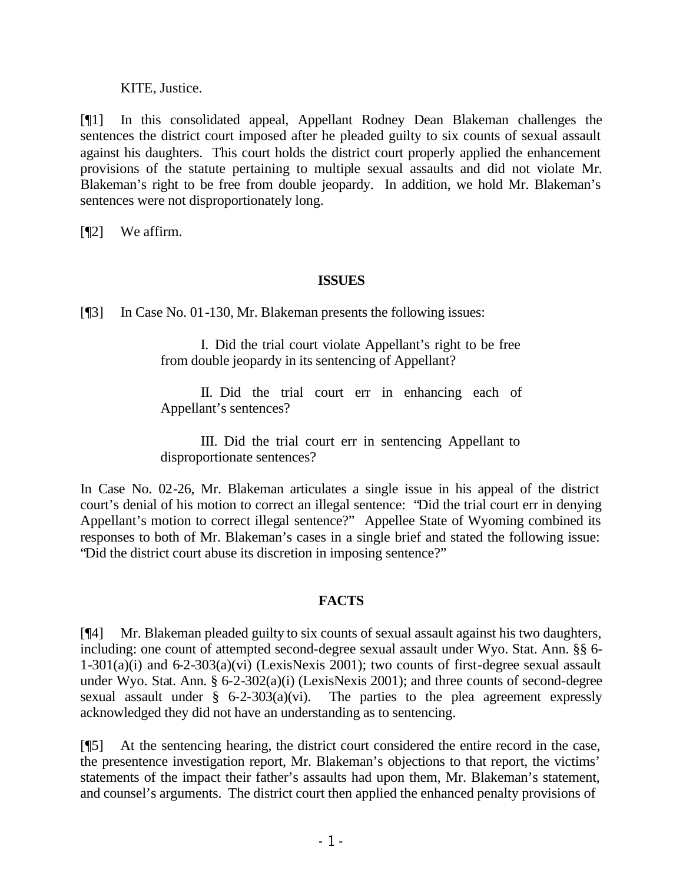KITE, Justice.

[¶1] In this consolidated appeal, Appellant Rodney Dean Blakeman challenges the sentences the district court imposed after he pleaded guilty to six counts of sexual assault against his daughters. This court holds the district court properly applied the enhancement provisions of the statute pertaining to multiple sexual assaults and did not violate Mr. Blakeman's right to be free from double jeopardy. In addition, we hold Mr. Blakeman's sentences were not disproportionately long.

[¶2] We affirm.

## ISSUES

[¶3] In Case No. 01-130, Mr. Blakeman presents the following issues:

> I. Did the trial court violate Appellant's right to be free from double jeopardy in its sentencing of Appellant?
>
> II. Did the trial court err in enhancing each of Appellant's sentences?
>
> III. Did the trial court err in sentencing Appellant to disproportionate sentences?

In Case No. 02-26, Mr. Blakeman articulates a single issue in his appeal of the district court's denial of his motion to correct an illegal sentence: "Did the trial court err in denying Appellant's motion to correct illegal sentence?" Appellee State of Wyoming combined its responses to both of Mr. Blakeman's cases in a single brief and stated the following issue: "Did the district court abuse its discretion in imposing sentence?"

## FACTS

[¶4] Mr. Blakeman pleaded guilty to six counts of sexual assault against his two daughters, including: one count of attempted second-degree sexual assault under Wyo. Stat. Ann. §§ 6-1-301(a)(i) and 6-2-303(a)(vi) (LexisNexis 2001); two counts of first-degree sexual assault under Wyo. Stat. Ann. § 6-2-302(a)(i) (LexisNexis 2001); and three counts of second-degree sexual assault under § 6-2-303(a)(vi). The parties to the plea agreement expressly acknowledged they did not have an understanding as to sentencing.

[¶5] At the sentencing hearing, the district court considered the entire record in the case, the presentence investigation report, Mr. Blakeman's objections to that report, the victims' statements of the impact their father's assaults had upon them, Mr. Blakeman's statement, and counsel's arguments. The district court then applied the enhanced penalty provisions of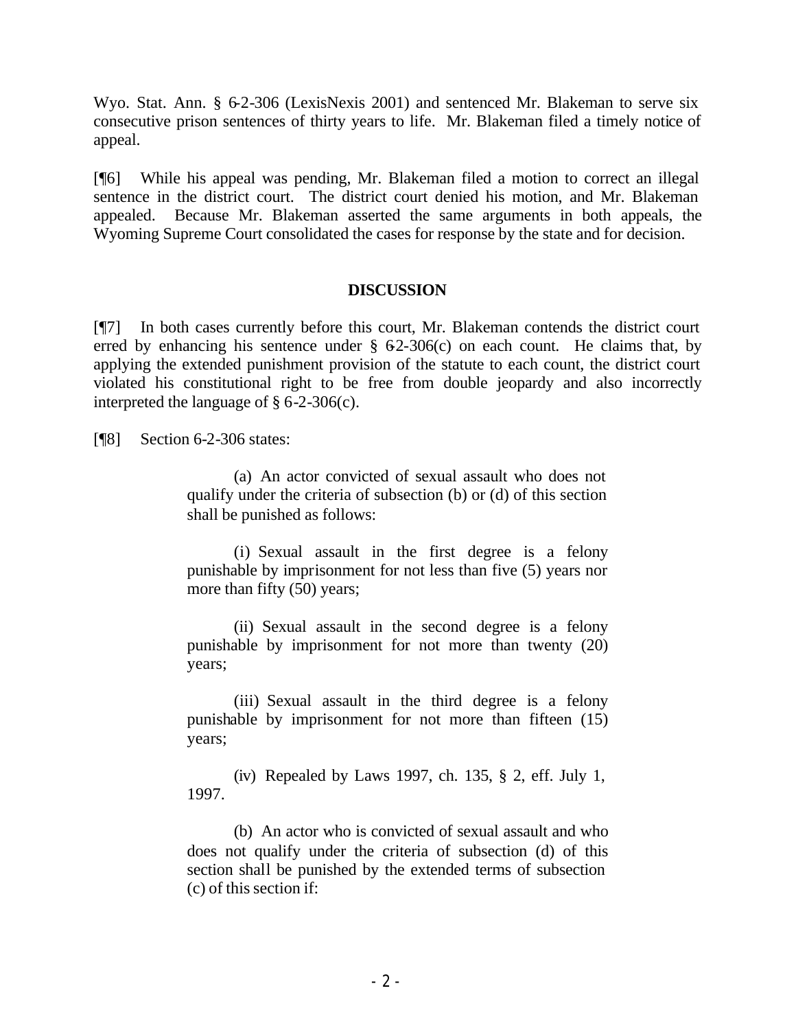Wyo. Stat. Ann. § 6-2-306 (LexisNexis 2001) and sentenced Mr. Blakeman to serve six consecutive prison sentences of thirty years to life. Mr. Blakeman filed a timely notice of appeal.

[¶6] While his appeal was pending, Mr. Blakeman filed a motion to correct an illegal sentence in the district court. The district court denied his motion, and Mr. Blakeman appealed. Because Mr. Blakeman asserted the same arguments in both appeals, the Wyoming Supreme Court consolidated the cases for response by the state and for decision.

## DISCUSSION

[¶7] In both cases currently before this court, Mr. Blakeman contends the district court erred by enhancing his sentence under § 6-2-306(c) on each count. He claims that, by applying the extended punishment provision of the statute to each count, the district court violated his constitutional right to be free from double jeopardy and also incorrectly interpreted the language of § 6-2-306(c).

[¶8] Section 6-2-306 states:

> (a) An actor convicted of sexual assault who does not qualify under the criteria of subsection (b) or (d) of this section shall be punished as follows:
>
> (i) Sexual assault in the first degree is a felony punishable by imprisonment for not less than five (5) years nor more than fifty (50) years;
>
> (ii) Sexual assault in the second degree is a felony punishable by imprisonment for not more than twenty (20) years;
>
> (iii) Sexual assault in the third degree is a felony punishable by imprisonment for not more than fifteen (15) years;
>
> (iv) Repealed by Laws 1997, ch. 135, § 2, eff. July 1, 1997.
>
> (b) An actor who is convicted of sexual assault and who does not qualify under the criteria of subsection (d) of this section shall be punished by the extended terms of subsection (c) of this section if: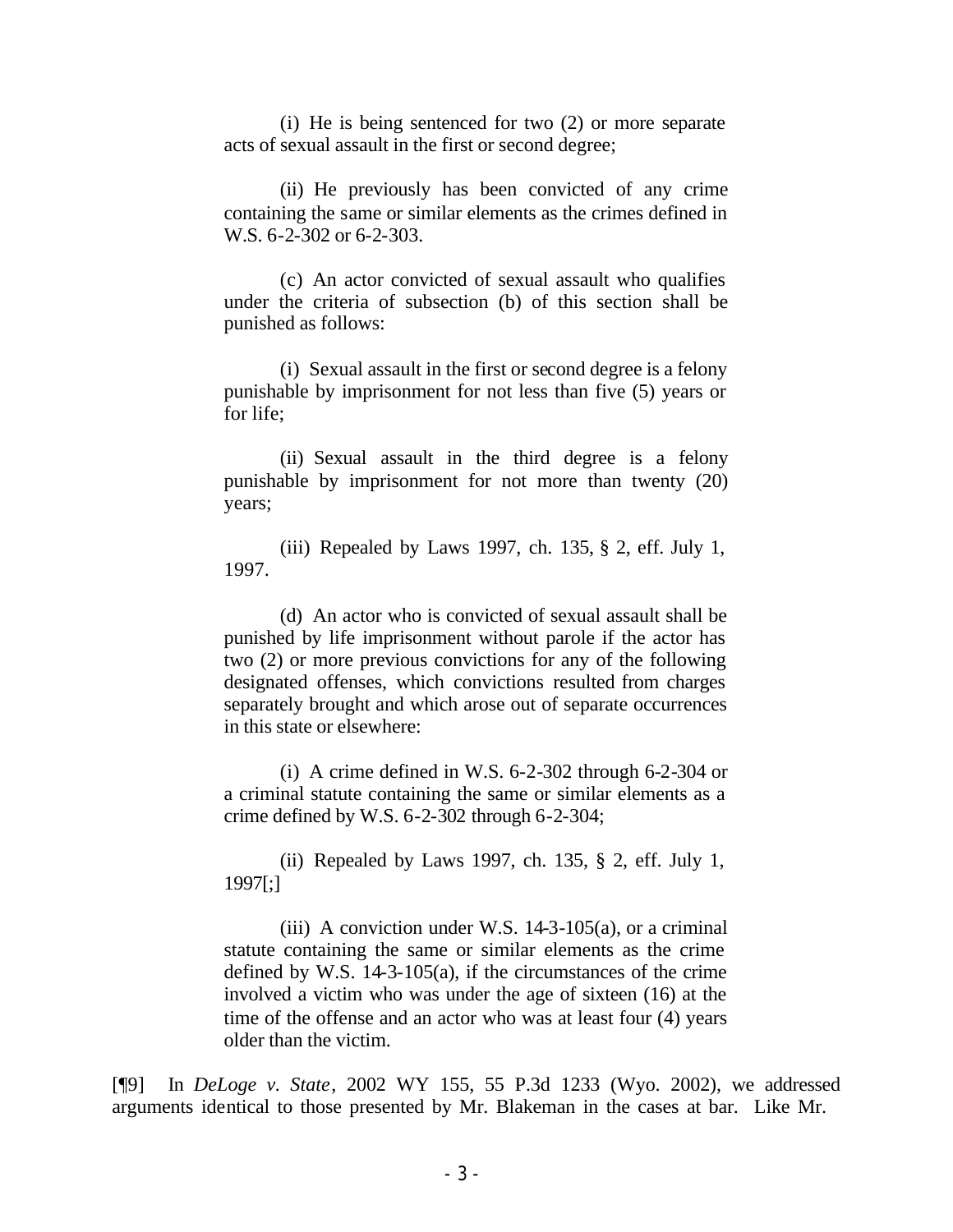(i) He is being sentenced for two (2) or more separate acts of sexual assault in the first or second degree;

(ii) He previously has been convicted of any crime containing the same or similar elements as the crimes defined in W.S. 6-2-302 or 6-2-303.

(c) An actor convicted of sexual assault who qualifies under the criteria of subsection (b) of this section shall be punished as follows:

(i) Sexual assault in the first or second degree is a felony punishable by imprisonment for not less than five (5) years or for life;

(ii) Sexual assault in the third degree is a felony punishable by imprisonment for not more than twenty (20) years;

(iii) Repealed by Laws 1997, ch. 135, § 2, eff. July 1, 1997.

(d) An actor who is convicted of sexual assault shall be punished by life imprisonment without parole if the actor has two (2) or more previous convictions for any of the following designated offenses, which convictions resulted from charges separately brought and which arose out of separate occurrences in this state or elsewhere:

(i) A crime defined in W.S. 6-2-302 through 6-2-304 or a criminal statute containing the same or similar elements as a crime defined by W.S. 6-2-302 through 6-2-304;

(ii) Repealed by Laws 1997, ch. 135, § 2, eff. July 1, 1997[;]

(iii) A conviction under W.S. 14-3-105(a), or a criminal statute containing the same or similar elements as the crime defined by W.S. 14-3-105(a), if the circumstances of the crime involved a victim who was under the age of sixteen (16) at the time of the offense and an actor who was at least four (4) years older than the victim.

[¶9] In *DeLoge v. State*, 2002 WY 155, 55 P.3d 1233 (Wyo. 2002), we addressed arguments identical to those presented by Mr. Blakeman in the cases at bar. Like Mr.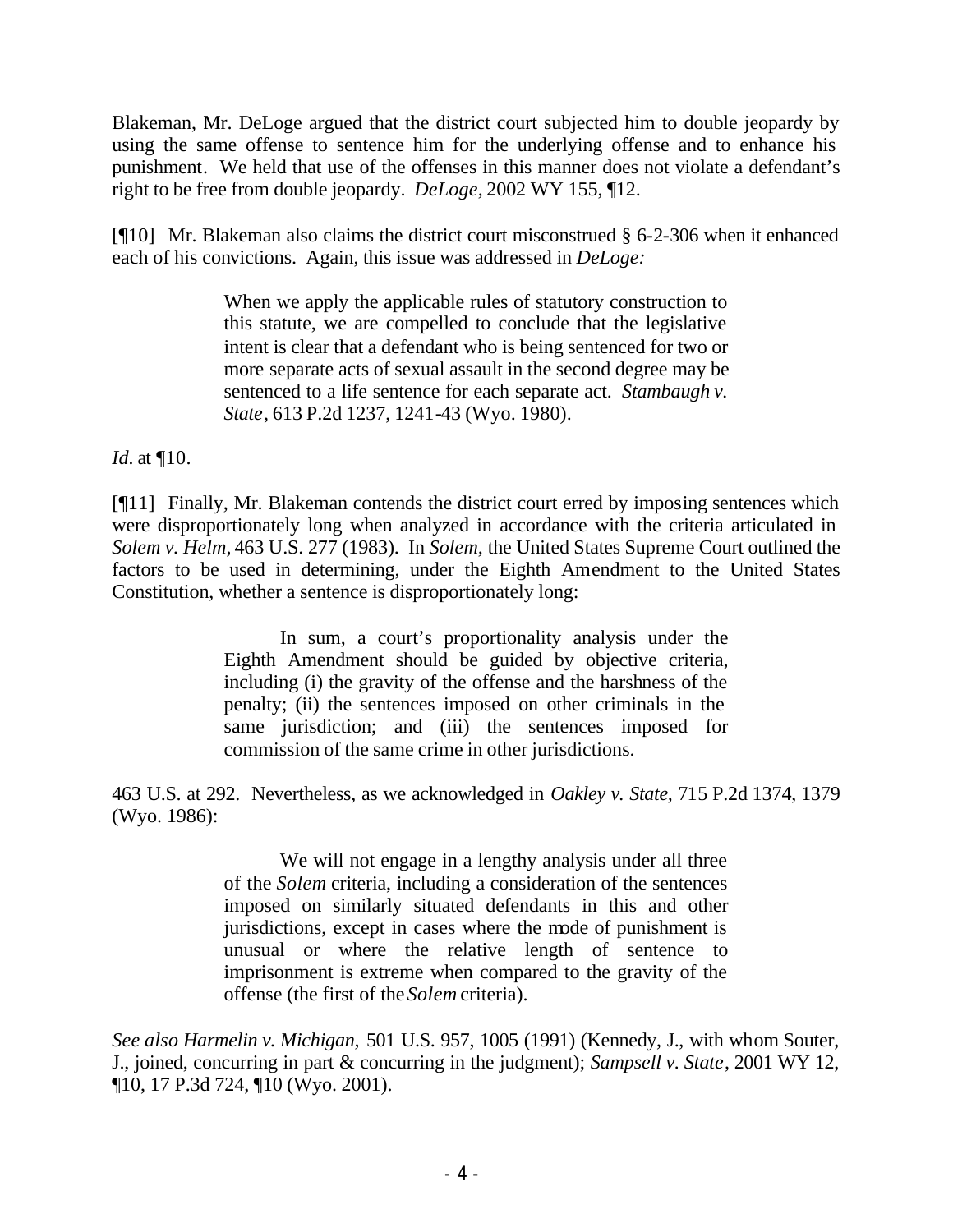Blakeman, Mr. DeLoge argued that the district court subjected him to double jeopardy by using the same offense to sentence him for the underlying offense and to enhance his punishment. We held that use of the offenses in this manner does not violate a defendant's right to be free from double jeopardy. *DeLoge,* 2002 WY 155, ¶12.

[¶10] Mr. Blakeman also claims the district court misconstrued § 6-2-306 when it enhanced each of his convictions. Again, this issue was addressed in *DeLoge:*

> When we apply the applicable rules of statutory construction to this statute, we are compelled to conclude that the legislative intent is clear that a defendant who is being sentenced for two or more separate acts of sexual assault in the second degree may be sentenced to a life sentence for each separate act. *Stambaugh v. State*, 613 P.2d 1237, 1241-43 (Wyo. 1980).

*Id.* at ¶10.

[¶11] Finally, Mr. Blakeman contends the district court erred by imposing sentences which were disproportionately long when analyzed in accordance with the criteria articulated in *Solem v. Helm,* 463 U.S. 277 (1983). In *Solem*, the United States Supreme Court outlined the factors to be used in determining, under the Eighth Amendment to the United States Constitution, whether a sentence is disproportionately long:

> In sum, a court's proportionality analysis under the Eighth Amendment should be guided by objective criteria, including (i) the gravity of the offense and the harshness of the penalty; (ii) the sentences imposed on other criminals in the same jurisdiction; and (iii) the sentences imposed for commission of the same crime in other jurisdictions.

463 U.S. at 292. Nevertheless, as we acknowledged in *Oakley v. State,* 715 P.2d 1374, 1379 (Wyo. 1986):

> We will not engage in a lengthy analysis under all three of the *Solem* criteria, including a consideration of the sentences imposed on similarly situated defendants in this and other jurisdictions, except in cases where the mode of punishment is unusual or where the relative length of sentence to imprisonment is extreme when compared to the gravity of the offense (the first of the *Solem* criteria).

*See also Harmelin v. Michigan,* 501 U.S. 957, 1005 (1991) (Kennedy, J., with whom Souter, J., joined, concurring in part & concurring in the judgment); *Sampsell v. State*, 2001 WY 12, ¶10, 17 P.3d 724, ¶10 (Wyo. 2001).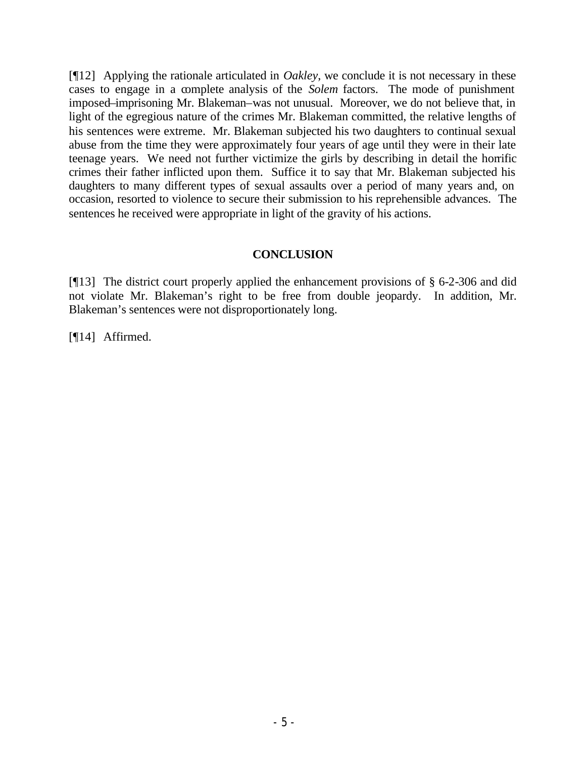[¶12] Applying the rationale articulated in *Oakley*, we conclude it is not necessary in these cases to engage in a complete analysis of the *Solem* factors. The mode of punishment imposed–imprisoning Mr. Blakeman–was not unusual. Moreover, we do not believe that, in light of the egregious nature of the crimes Mr. Blakeman committed, the relative lengths of his sentences were extreme. Mr. Blakeman subjected his two daughters to continual sexual abuse from the time they were approximately four years of age until they were in their late teenage years. We need not further victimize the girls by describing in detail the horrific crimes their father inflicted upon them. Suffice it to say that Mr. Blakeman subjected his daughters to many different types of sexual assaults over a period of many years and, on occasion, resorted to violence to secure their submission to his reprehensible advances. The sentences he received were appropriate in light of the gravity of his actions.

**CONCLUSION**

[¶13] The district court properly applied the enhancement provisions of § 6-2-306 and did not violate Mr. Blakeman's right to be free from double jeopardy. In addition, Mr. Blakeman's sentences were not disproportionately long.

[¶14] Affirmed.